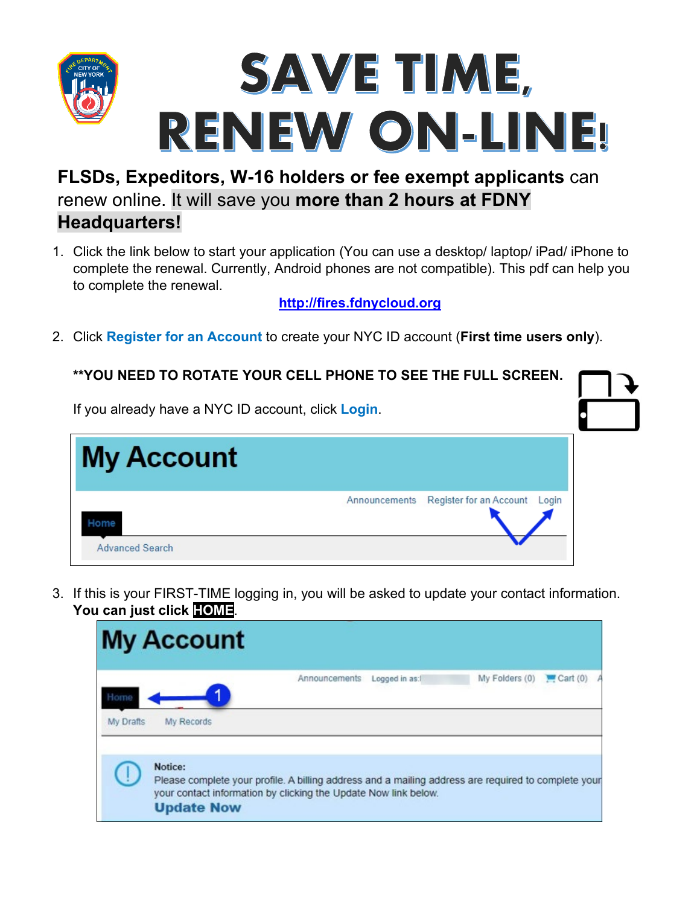# SAVE TIME, RENEW ON-LINE!

**FLSDs, Expeditors, W-16 holders or fee exempt applicants** can renew online. It will save you **more than 2 hours at FDNY Headquarters!**

1. Click the link below to start your application (You can use a desktop/ laptop/ iPad/ iPhone to complete the renewal. Currently, Android phones are not compatible). This pdf can help you to complete the renewal.

   **http://fires.fdnycloud.org**

2. Click **Register for an Account** to create your NYC ID account (**First time users only**).

   **\*\*YOU NEED TO ROTATE YOUR CELL PHONE TO SEE THE FULL SCREEN.**

   If you already have a NYC ID account, click **Login**.

3. If this is your FIRST-TIME logging in, you will be asked to update your contact information. **You can just click HOME**.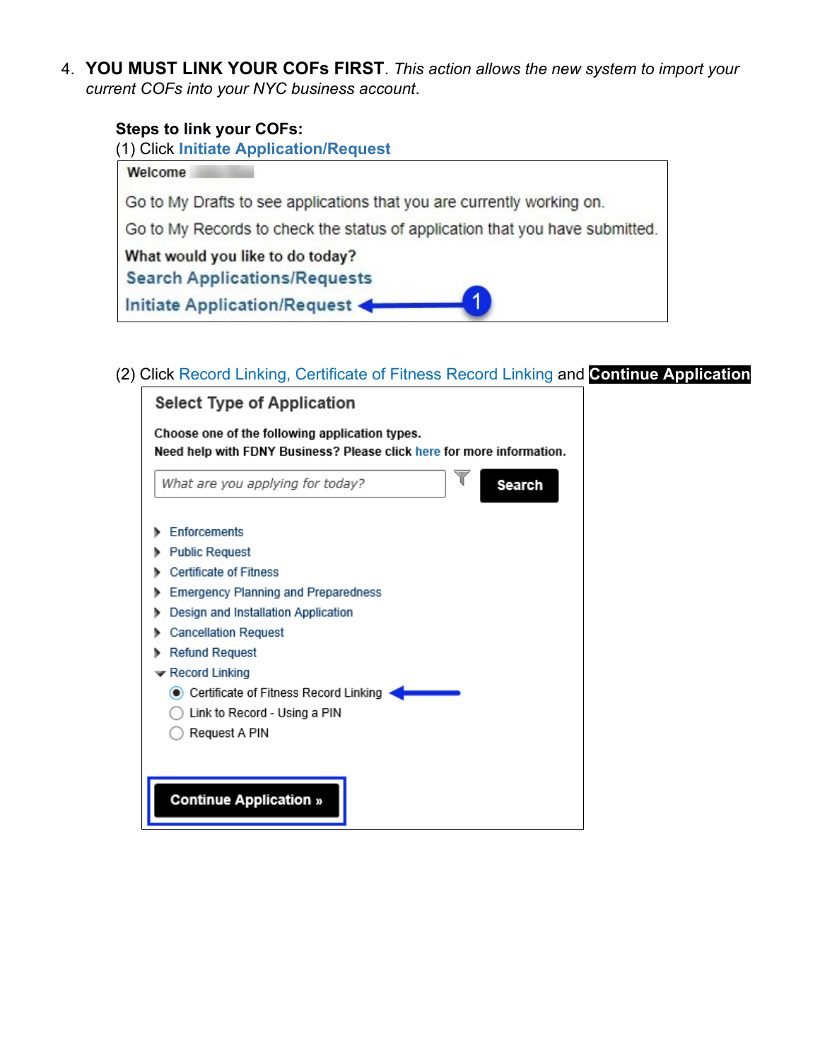4. **YOU MUST LINK YOUR COFs FIRST**. *This action allows the new system to import your current COFs into your NYC business account*.

**Steps to link your COFs:**

(1) Click **Initiate Application/Request**

Welcome

Go to My Drafts to see applications that you are currently working on.

Go to My Records to check the status of application that you have submitted.

**What would you like to do today?**

Search Applications/Requests

Initiate Application/Request ← 1

(2) Click Record Linking, Certificate of Fitness Record Linking and **Continue Application**

**Select Type of Application**

**Choose one of the following application types.**
**Need help with FDNY Business? Please click here for more information.**

What are you applying for today? | Search

- Enforcements
- Public Request
- Certificate of Fitness
- Emergency Planning and Preparedness
- Design and Installation Application
- Cancellation Request
- Refund Request
- Record Linking
  - (●) Certificate of Fitness Record Linking ←
  - ( ) Link to Record - Using a PIN
  - ( ) Request A PIN

**Continue Application »**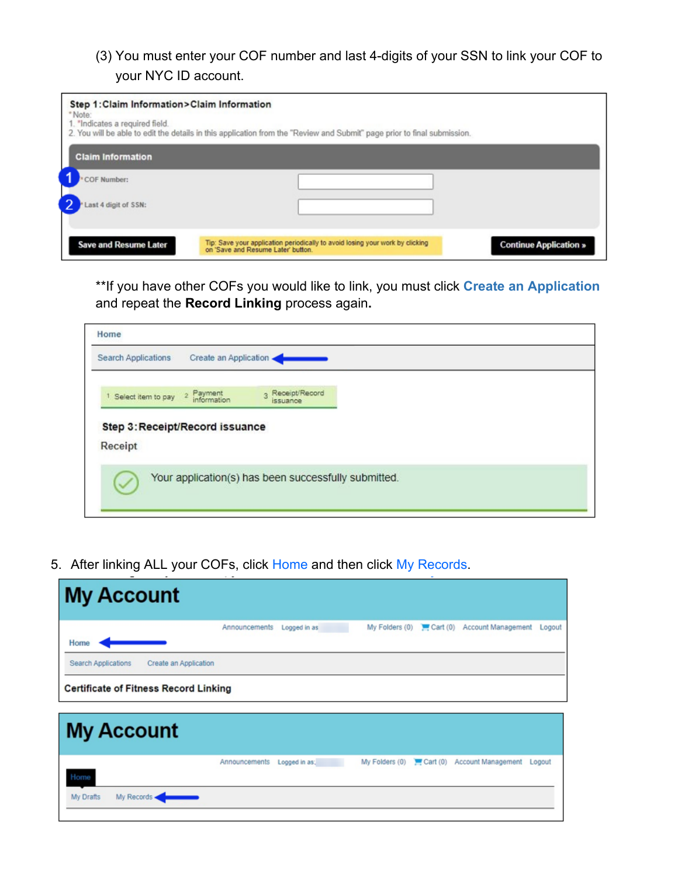(3) You must enter your COF number and last 4-digits of your SSN to link your COF to your NYC ID account.

**Step 1:Claim Information>Claim Information**

*Note:
1. *Indicates a required field.
2. You will be able to edit the details in this application from the "Review and Submit" page prior to final submission.

**Claim Information**

1 *COF Number:

2 *Last 4 digit of SSN:

**Save and Resume Later** | Tip: Save your application periodically to avoid losing your work by clicking on 'Save and Resume Later' button. | **Continue Application »**

**If you have other COFs you would like to link, you must click **Create an Application** and repeat the **Record Linking** process again**.**

Home

Search Applications | Create an Application

1 Select item to pay | 2 Payment information | 3 Receipt/Record issuance

**Step 3:Receipt/Record issuance**

Receipt

Your application(s) has been successfully submitted.

5. After linking ALL your COFs, click Home and then click My Records.

# My Account

Announcements | Logged in as | My Folders (0) | Cart (0) | Account Management | Logout

Home

Search Applications | Create an Application

**Certificate of Fitness Record Linking**

# My Account

Announcements | Logged in as: | My Folders (0) | Cart (0) | Account Management | Logout

Home

My Drafts | My Records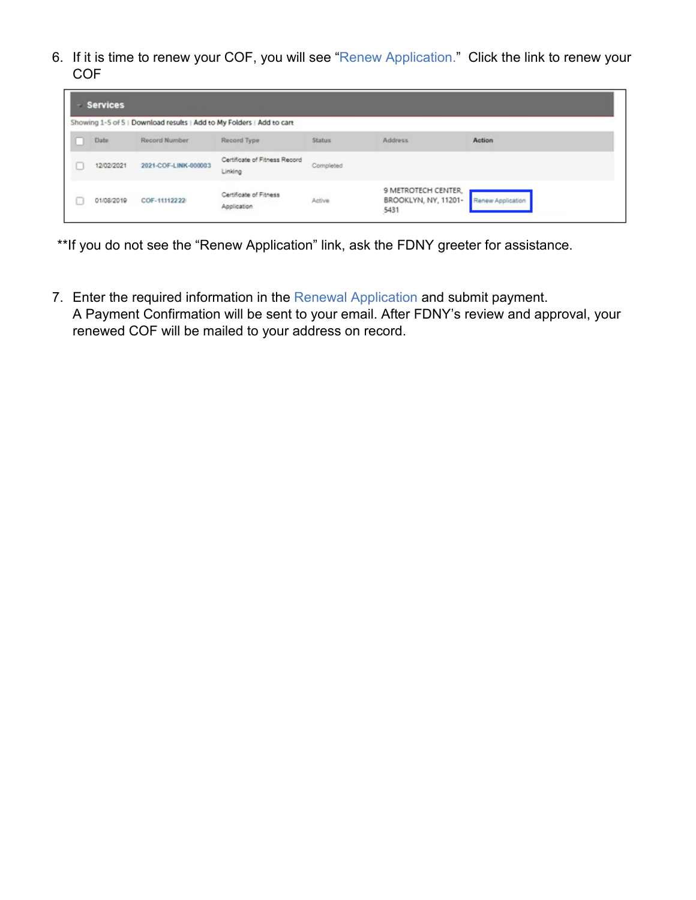6. If it is time to renew your COF, you will see "Renew Application." Click the link to renew your COF

**Services**

Showing 1-5 of 5 | Download results | Add to My Folders | Add to cart

| | Date | Record Number | Record Type | Status | Address | Action |
|---|---|---|---|---|---|---|
| ☐ | 12/02/2021 | 2021-COF-LINK-000003 | Certificate of Fitness Record Linking | Completed | | |
| ☐ | 01/08/2019 | COF-11112222 | Certificate of Fitness Application | Active | 9 METROTECH CENTER, BROOKLYN, NY, 11201-5431 | Renew Application |

**If you do not see the "Renew Application" link, ask the FDNY greeter for assistance.

7. Enter the required information in the Renewal Application and submit payment.
   A Payment Confirmation will be sent to your email. After FDNY's review and approval, your renewed COF will be mailed to your address on record.